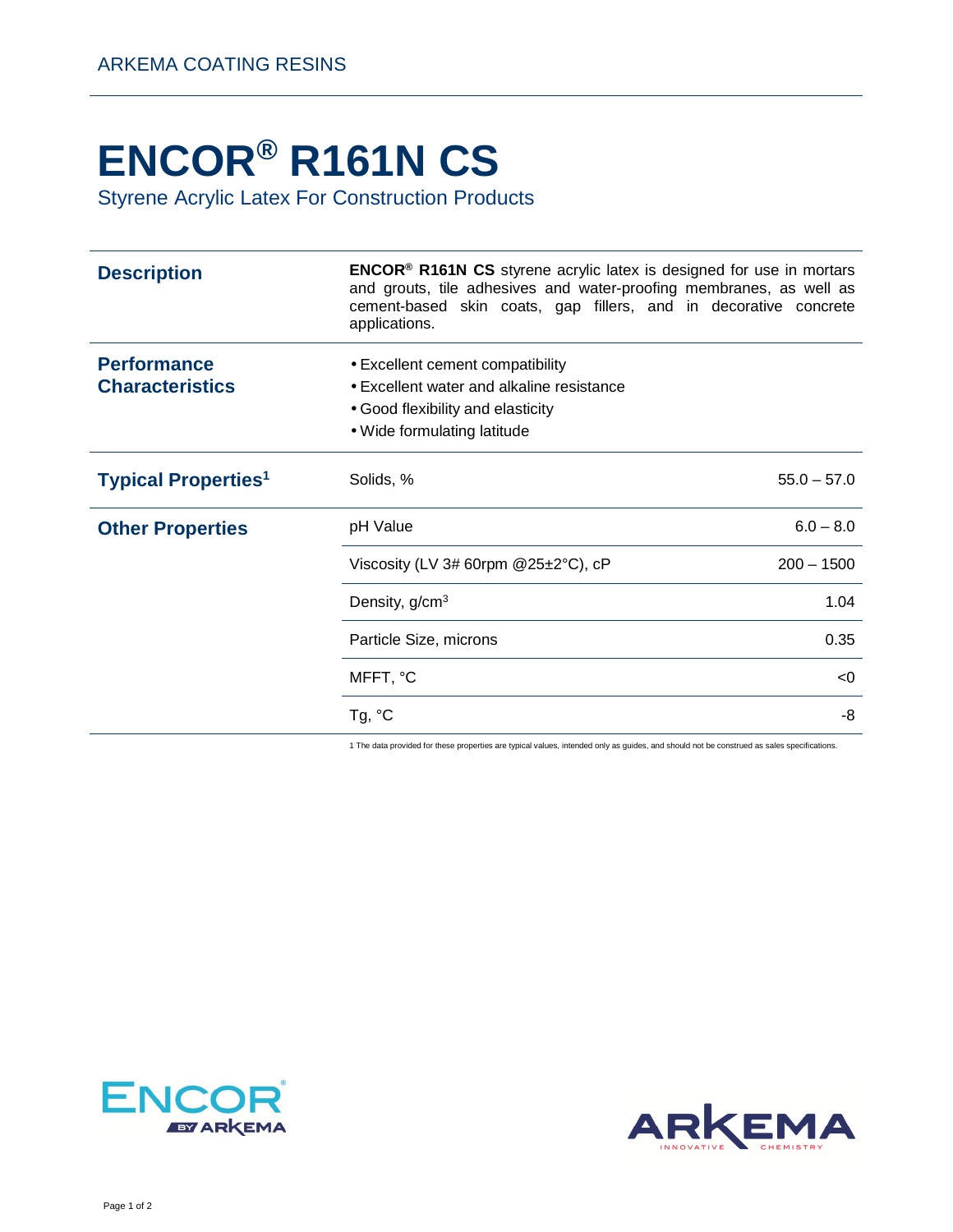ARKEMA COATING RESINS

# ENCOR® R161N CS

Styrene Acrylic Latex For Construction Products

## Description

**ENCOR® R161N CS** styrene acrylic latex is designed for use in mortars and grouts, tile adhesives and water-proofing membranes, as well as cement-based skin coats, gap fillers, and in decorative concrete applications.

## Performance Characteristics

- Excellent cement compatibility
- Excellent water and alkaline resistance
- Good flexibility and elasticity
- Wide formulating latitude

## Typical Properties[1]

| Property | Value |
| --- | --- |
| Solids, % | 55.0 – 57.0 |

## Other Properties

| Property | Value |
| --- | --- |
| pH Value | 6.0 – 8.0 |
| Viscosity (LV 3# 60rpm @25±2°C), cP | 200 – 1500 |
| Density, g/cm³ | 1.04 |
| Particle Size, microns | 0.35 |
| MFFT, °C | <0 |
| Tg, °C | -8 |

1 The data provided for these properties are typical values, intended only as guides, and should not be construed as sales specifications.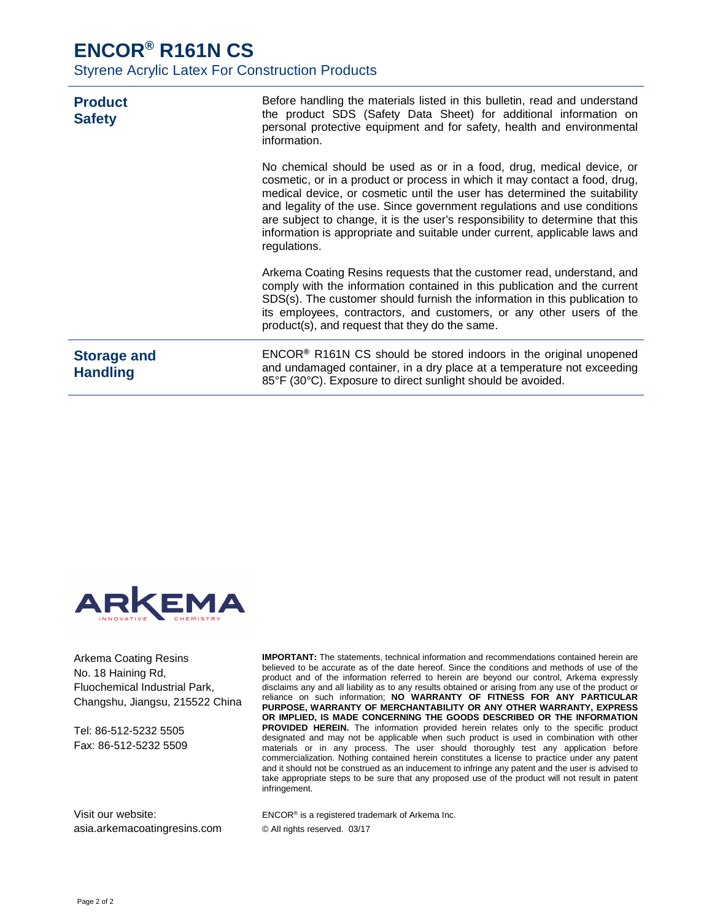# ENCOR® R161N CS

Styrene Acrylic Latex For Construction Products

## Product Safety

Before handling the materials listed in this bulletin, read and understand the product SDS (Safety Data Sheet) for additional information on personal protective equipment and for safety, health and environmental information.

No chemical should be used as or in a food, drug, medical device, or cosmetic, or in a product or process in which it may contact a food, drug, medical device, or cosmetic until the user has determined the suitability and legality of the use. Since government regulations and use conditions are subject to change, it is the user's responsibility to determine that this information is appropriate and suitable under current, applicable laws and regulations.

Arkema Coating Resins requests that the customer read, understand, and comply with the information contained in this publication and the current SDS(s). The customer should furnish the information in this publication to its employees, contractors, and customers, or any other users of the product(s), and request that they do the same.

## Storage and Handling

ENCOR® R161N CS should be stored indoors in the original unopened and undamaged container, in a dry place at a temperature not exceeding 85°F (30°C). Exposure to direct sunlight should be avoided.

ARKEMA
INNOVATIVE CHEMISTRY

Arkema Coating Resins
No. 18 Haining Rd,
Fluochemical Industrial Park,
Changshu, Jiangsu, 215522 China

Tel: 86-512-5232 5505
Fax: 86-512-5232 5509

Visit our website:
asia.arkemacoatingresins.com

**IMPORTANT:** The statements, technical information and recommendations contained herein are believed to be accurate as of the date hereof. Since the conditions and methods of use of the product and of the information referred to herein are beyond our control, Arkema expressly disclaims any and all liability as to any results obtained or arising from any use of the product or reliance on such information; **NO WARRANTY OF FITNESS FOR ANY PARTICULAR PURPOSE, WARRANTY OF MERCHANTABILITY OR ANY OTHER WARRANTY, EXPRESS OR IMPLIED, IS MADE CONCERNING THE GOODS DESCRIBED OR THE INFORMATION PROVIDED HEREIN.** The information provided herein relates only to the specific product designated and may not be applicable when such product is used in combination with other materials or in any process. The user should thoroughly test any application before commercialization. Nothing contained herein constitutes a license to practice under any patent and it should not be construed as an inducement to infringe any patent and the user is advised to take appropriate steps to be sure that any proposed use of the product will not result in patent infringement.

ENCOR® is a registered trademark of Arkema Inc.

© All rights reserved. 03/17